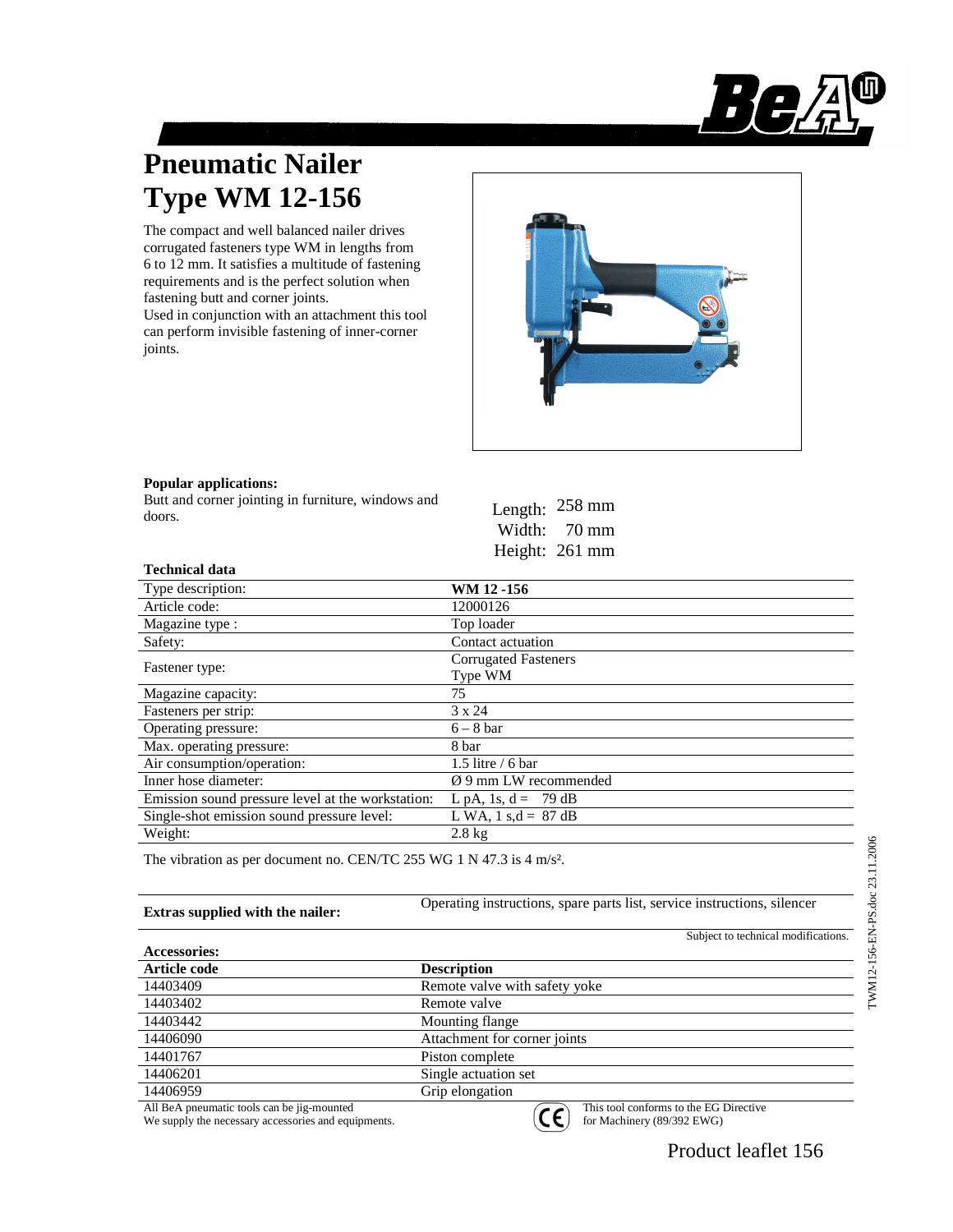# Pneumatic Nailer Type WM 12-156

The compact and well balanced nailer drives corrugated fasteners type WM in lengths from 6 to 12 mm. It satisfies a multitude of fastening requirements and is the perfect solution when fastening butt and corner joints.
Used in conjunction with an attachment this tool can perform invisible fastening of inner-corner joints.

**Popular applications:**
Butt and corner jointing in furniture, windows and doors.

Length: 258 mm
Width: 70 mm
Height: 261 mm

**Technical data**

| | |
|---|---|
| Type description: | **WM 12 -156** |
| Article code: | 12000126 |
| Magazine type : | Top loader |
| Safety: | Contact actuation |
| Fastener type: | Corrugated Fasteners Type WM |
| Magazine capacity: | 75 |
| Fasteners per strip: | 3 x 24 |
| Operating pressure: | 6 – 8 bar |
| Max. operating pressure: | 8 bar |
| Air consumption/operation: | 1.5 litre / 6 bar |
| Inner hose diameter: | Ø 9 mm LW recommended |
| Emission sound pressure level at the workstation: | L pA, 1s, d = 79 dB |
| Single-shot emission sound pressure level: | L WA, 1 s,d = 87 dB |
| Weight: | 2.8 kg |

The vibration as per document no. CEN/TC 255 WG 1 N 47.3 is 4 m/s².

**Extras supplied with the nailer:** Operating instructions, spare parts list, service instructions, silencer

Subject to technical modifications.

**Accessories:**

| Article code | Description |
|---|---|
| 14403409 | Remote valve with safety yoke |
| 14403402 | Remote valve |
| 14403442 | Mounting flange |
| 14406090 | Attachment for corner joints |
| 14401767 | Piston complete |
| 14406201 | Single actuation set |
| 14406959 | Grip elongation |

All BeA pneumatic tools can be jig-mounted
We supply the necessary accessories and equipments.

This tool conforms to the EG Directive for Machinery (89/392 EWG)

Product leaflet 156

TWM12-156-EN-PS.doc 23.11.2006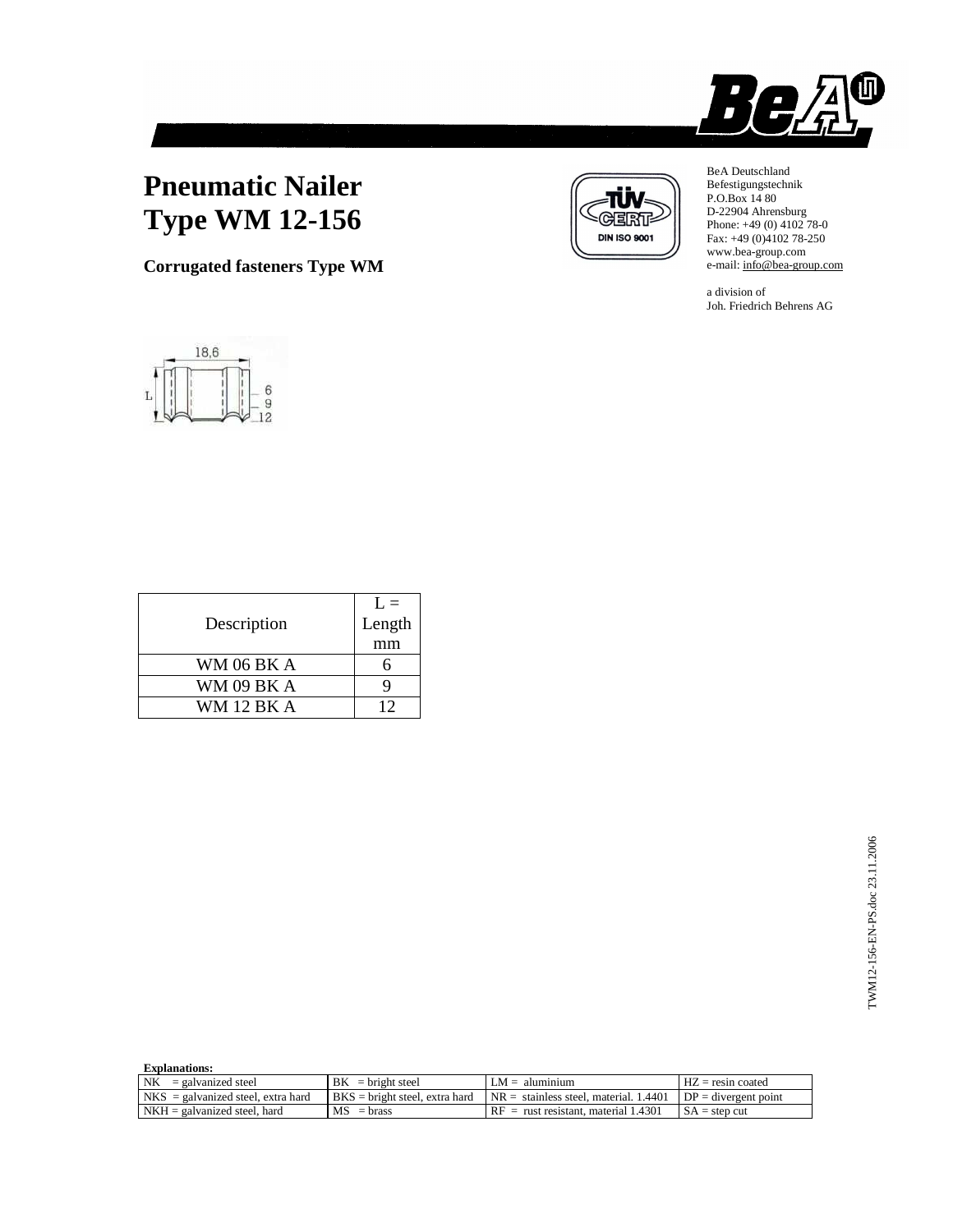# Pneumatic Nailer Type WM 12-156

**Corrugated fasteners Type WM**

BeA Deutschland
Befestigungstechnik
P.O.Box 14 80
D-22904 Ahrensburg
Phone: +49 (0) 4102 78-0
Fax: +49 (0)4102 78-250
www.bea-group.com
e-mail: info@bea-group.com

a division of
Joh. Friedrich Behrens AG

18,6
L
6
9
12

| Description | L = Length mm |
|---|---|
| WM 06 BK A | 6 |
| WM 09 BK A | 9 |
| WM 12 BK A | 12 |

TWM12-156-EN-PS.doc 23.11.2006

**Explanations:**

| | | | |
|---|---|---|---|
| NK = galvanized steel | BK = bright steel | LM = aluminium | HZ = resin coated |
| NKS = galvanized steel, extra hard | BKS = bright steel, extra hard | NR = stainless steel, material. 1.4401 | DP = divergent point |
| NKH = galvanized steel, hard | MS = brass | RF = rust resistant, material 1.4301 | SA = step cut |